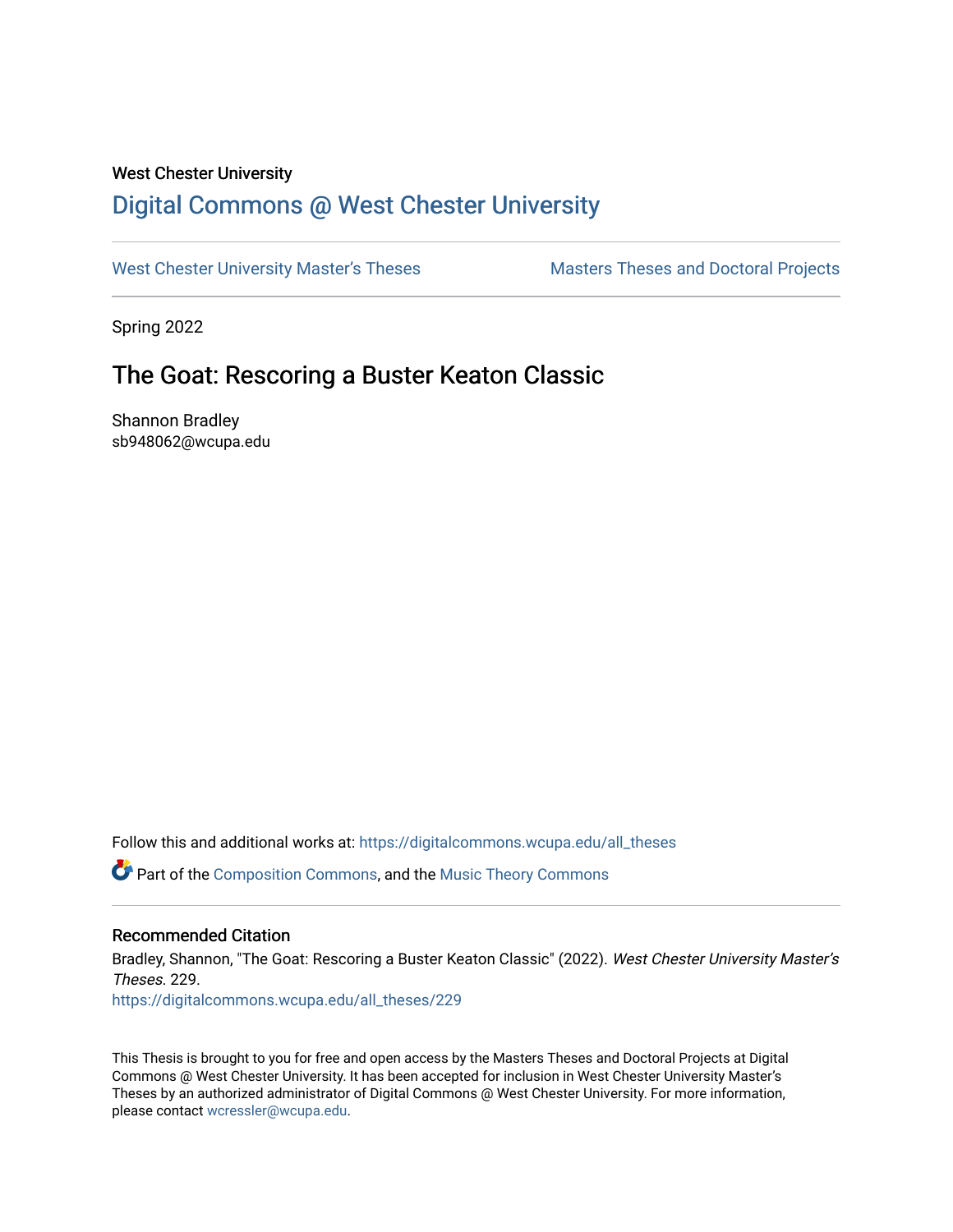West Chester University

# Digital Commons @ West Chester University

West Chester University Master's Theses | Masters Theses and Doctoral Projects

Spring 2022

## The Goat: Rescoring a Buster Keaton Classic

Shannon Bradley
sb948062@wcupa.edu

Follow this and additional works at: https://digitalcommons.wcupa.edu/all_theses

Part of the Composition Commons, and the Music Theory Commons

### Recommended Citation

Bradley, Shannon, "The Goat: Rescoring a Buster Keaton Classic" (2022). *West Chester University Master's Theses*. 229.
https://digitalcommons.wcupa.edu/all_theses/229

This Thesis is brought to you for free and open access by the Masters Theses and Doctoral Projects at Digital Commons @ West Chester University. It has been accepted for inclusion in West Chester University Master's Theses by an authorized administrator of Digital Commons @ West Chester University. For more information, please contact wcressler@wcupa.edu.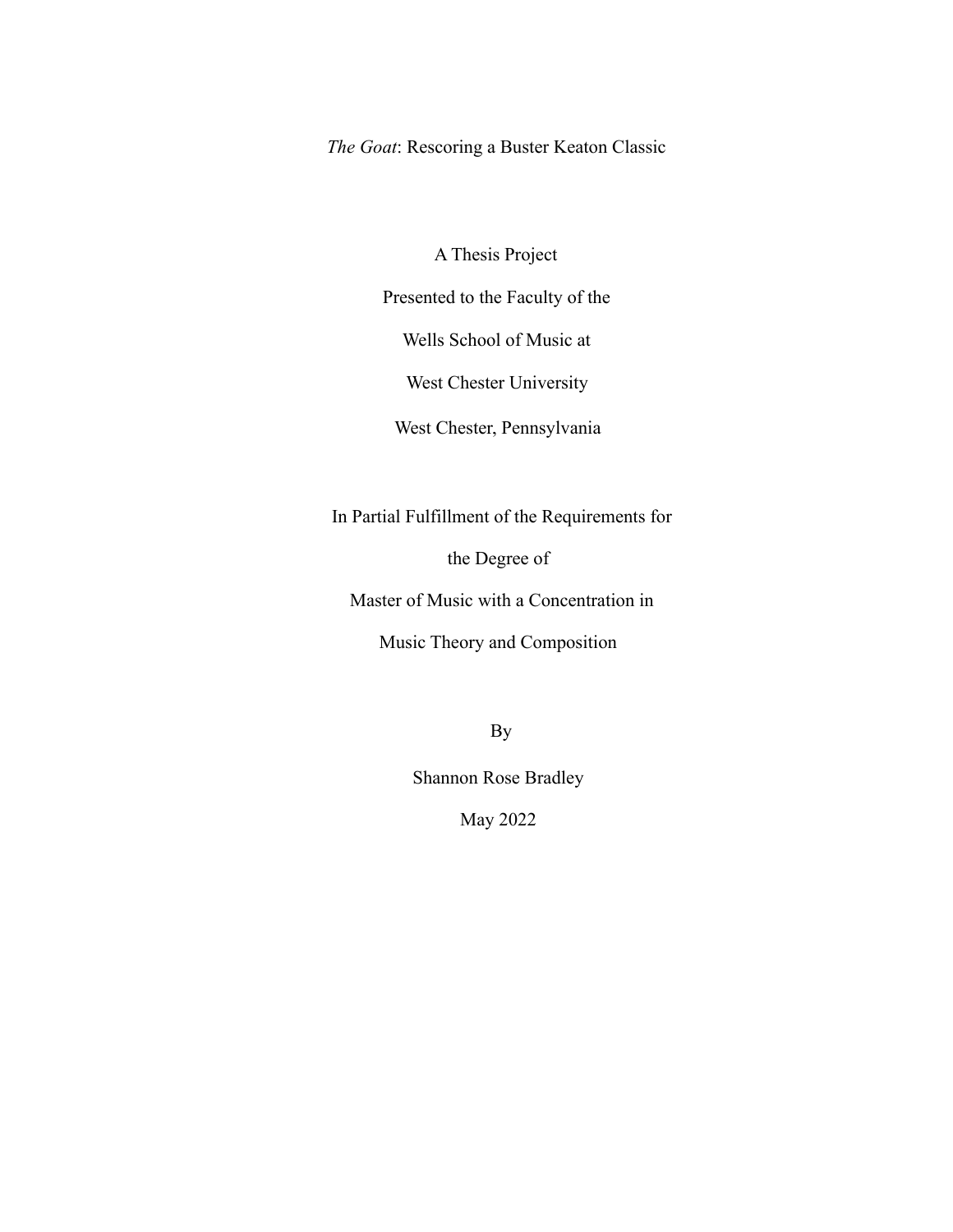*The Goat*: Rescoring a Buster Keaton Classic

A Thesis Project

Presented to the Faculty of the

Wells School of Music at

West Chester University

West Chester, Pennsylvania

In Partial Fulfillment of the Requirements for

the Degree of

Master of Music with a Concentration in

Music Theory and Composition

By

Shannon Rose Bradley

May 2022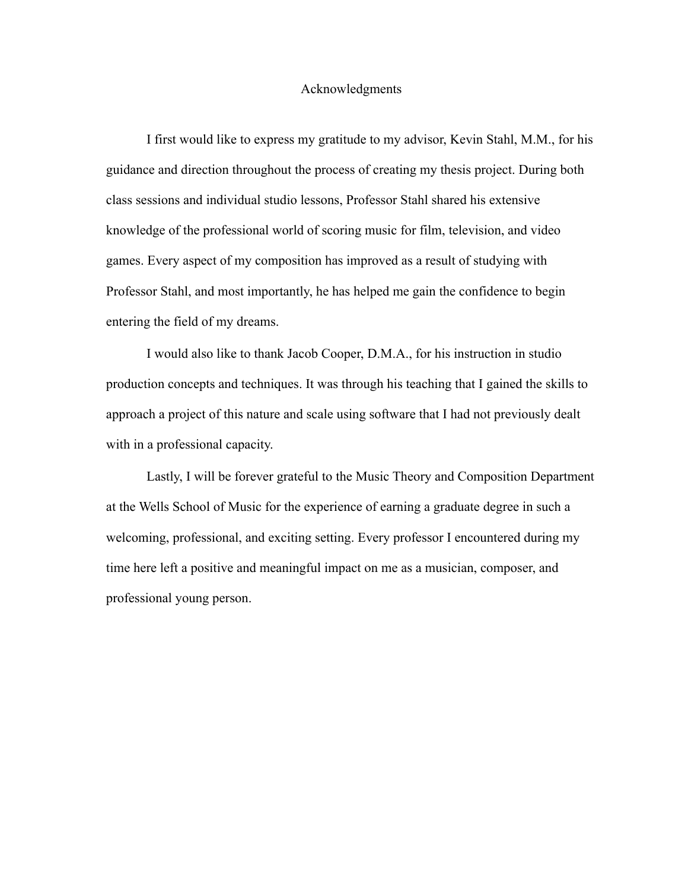# Acknowledgments

I first would like to express my gratitude to my advisor, Kevin Stahl, M.M., for his guidance and direction throughout the process of creating my thesis project. During both class sessions and individual studio lessons, Professor Stahl shared his extensive knowledge of the professional world of scoring music for film, television, and video games. Every aspect of my composition has improved as a result of studying with Professor Stahl, and most importantly, he has helped me gain the confidence to begin entering the field of my dreams.

I would also like to thank Jacob Cooper, D.M.A., for his instruction in studio production concepts and techniques. It was through his teaching that I gained the skills to approach a project of this nature and scale using software that I had not previously dealt with in a professional capacity.

Lastly, I will be forever grateful to the Music Theory and Composition Department at the Wells School of Music for the experience of earning a graduate degree in such a welcoming, professional, and exciting setting. Every professor I encountered during my time here left a positive and meaningful impact on me as a musician, composer, and professional young person.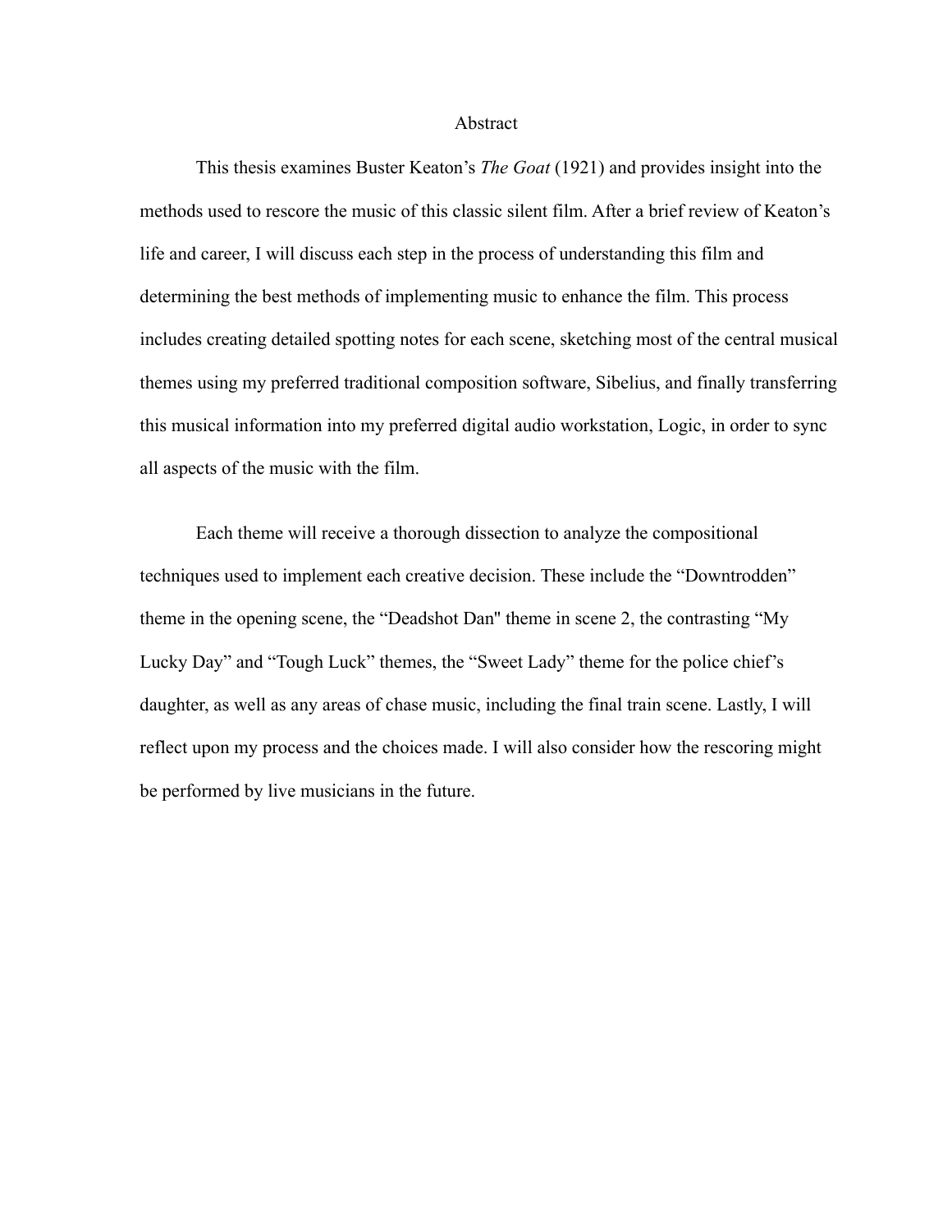# Abstract

This thesis examines Buster Keaton's *The Goat* (1921) and provides insight into the methods used to rescore the music of this classic silent film. After a brief review of Keaton's life and career, I will discuss each step in the process of understanding this film and determining the best methods of implementing music to enhance the film. This process includes creating detailed spotting notes for each scene, sketching most of the central musical themes using my preferred traditional composition software, Sibelius, and finally transferring this musical information into my preferred digital audio workstation, Logic, in order to sync all aspects of the music with the film.

Each theme will receive a thorough dissection to analyze the compositional techniques used to implement each creative decision. These include the "Downtrodden" theme in the opening scene, the "Deadshot Dan" theme in scene 2, the contrasting "My Lucky Day" and "Tough Luck" themes, the "Sweet Lady" theme for the police chief's daughter, as well as any areas of chase music, including the final train scene. Lastly, I will reflect upon my process and the choices made. I will also consider how the rescoring might be performed by live musicians in the future.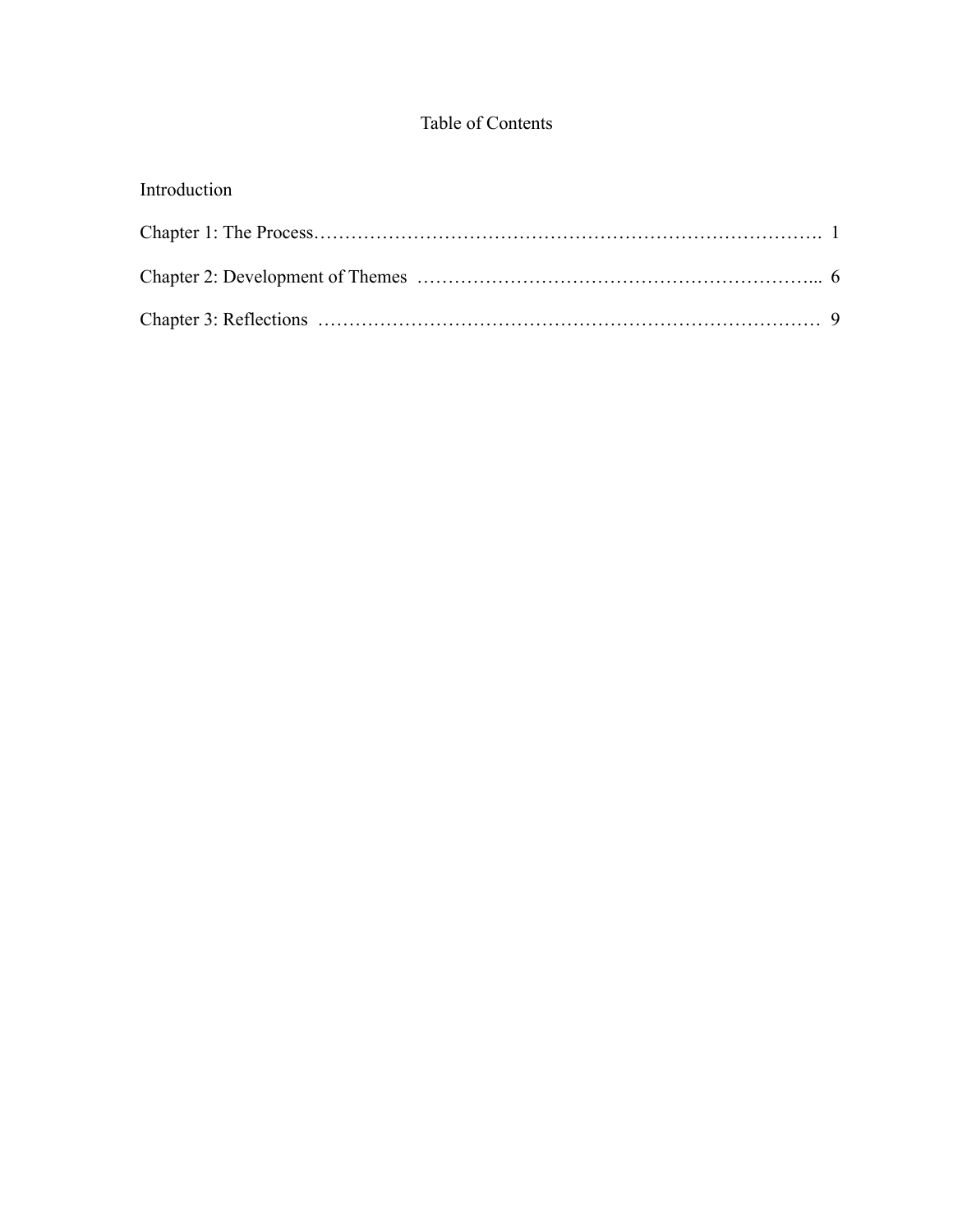# Table of Contents

Introduction

Chapter 1: The Process……………………………………………………………………. 1

Chapter 2: Development of Themes ………………………………………………………... 6

Chapter 3: Reflections ……………………………………………………………………… 9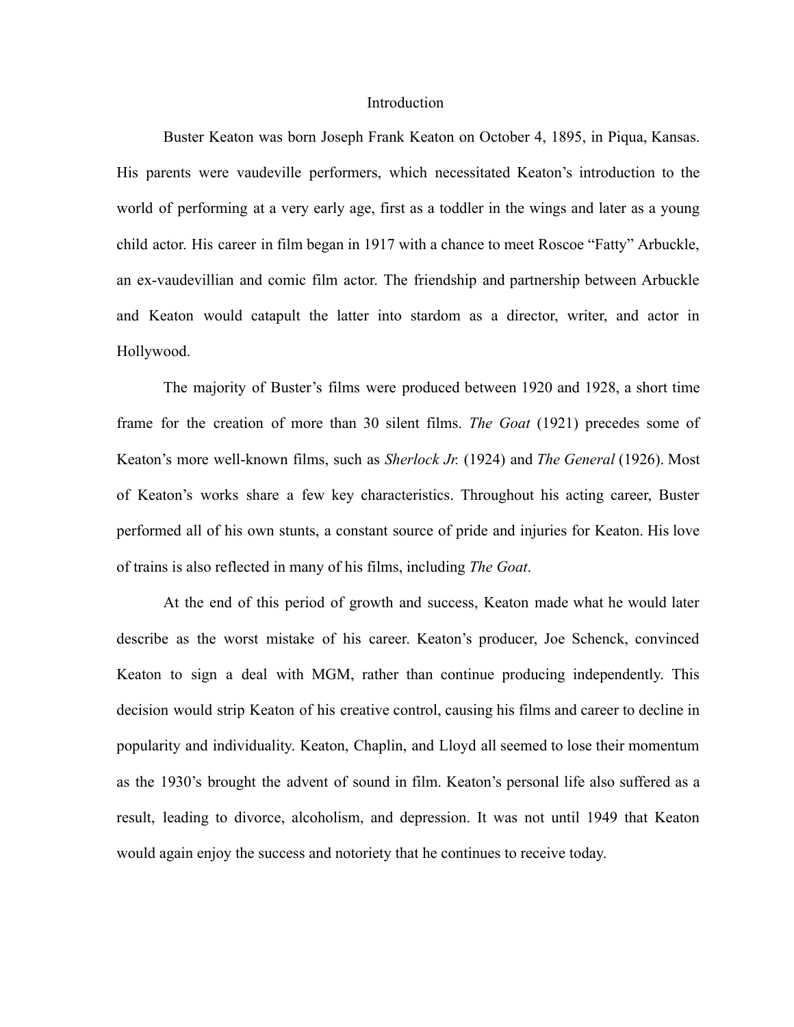# Introduction

Buster Keaton was born Joseph Frank Keaton on October 4, 1895, in Piqua, Kansas. His parents were vaudeville performers, which necessitated Keaton's introduction to the world of performing at a very early age, first as a toddler in the wings and later as a young child actor. His career in film began in 1917 with a chance to meet Roscoe "Fatty" Arbuckle, an ex-vaudevillian and comic film actor. The friendship and partnership between Arbuckle and Keaton would catapult the latter into stardom as a director, writer, and actor in Hollywood.

The majority of Buster's films were produced between 1920 and 1928, a short time frame for the creation of more than 30 silent films. *The Goat* (1921) precedes some of Keaton's more well-known films, such as *Sherlock Jr.* (1924) and *The General* (1926). Most of Keaton's works share a few key characteristics. Throughout his acting career, Buster performed all of his own stunts, a constant source of pride and injuries for Keaton. His love of trains is also reflected in many of his films, including *The Goat*.

At the end of this period of growth and success, Keaton made what he would later describe as the worst mistake of his career. Keaton's producer, Joe Schenck, convinced Keaton to sign a deal with MGM, rather than continue producing independently. This decision would strip Keaton of his creative control, causing his films and career to decline in popularity and individuality. Keaton, Chaplin, and Lloyd all seemed to lose their momentum as the 1930's brought the advent of sound in film. Keaton's personal life also suffered as a result, leading to divorce, alcoholism, and depression. It was not until 1949 that Keaton would again enjoy the success and notoriety that he continues to receive today.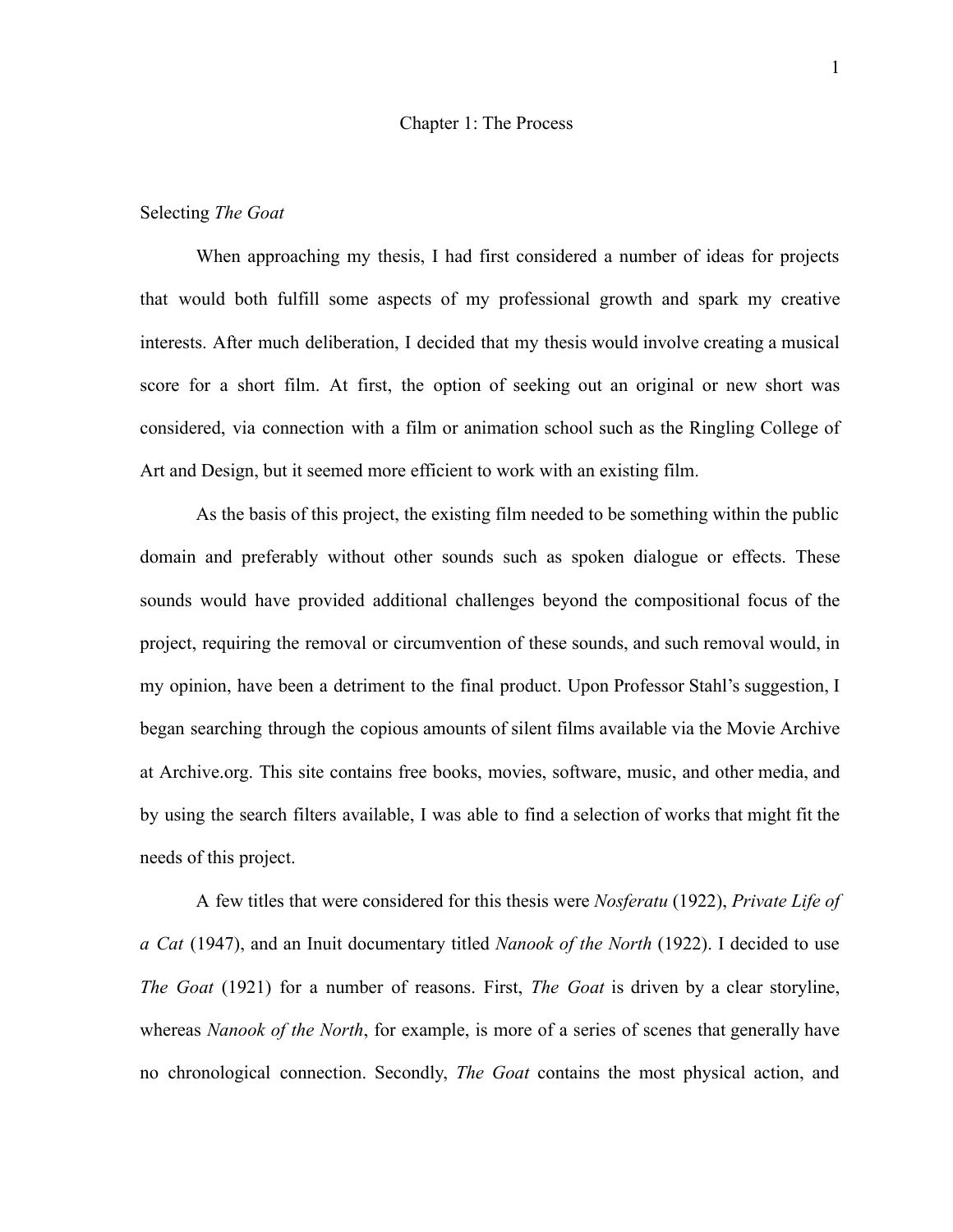# Chapter 1: The Process

## Selecting *The Goat*

When approaching my thesis, I had first considered a number of ideas for projects that would both fulfill some aspects of my professional growth and spark my creative interests. After much deliberation, I decided that my thesis would involve creating a musical score for a short film. At first, the option of seeking out an original or new short was considered, via connection with a film or animation school such as the Ringling College of Art and Design, but it seemed more efficient to work with an existing film.

As the basis of this project, the existing film needed to be something within the public domain and preferably without other sounds such as spoken dialogue or effects. These sounds would have provided additional challenges beyond the compositional focus of the project, requiring the removal or circumvention of these sounds, and such removal would, in my opinion, have been a detriment to the final product. Upon Professor Stahl's suggestion, I began searching through the copious amounts of silent films available via the Movie Archive at Archive.org. This site contains free books, movies, software, music, and other media, and by using the search filters available, I was able to find a selection of works that might fit the needs of this project.

A few titles that were considered for this thesis were *Nosferatu* (1922), *Private Life of a Cat* (1947), and an Inuit documentary titled *Nanook of the North* (1922). I decided to use *The Goat* (1921) for a number of reasons. First, *The Goat* is driven by a clear storyline, whereas *Nanook of the North*, for example, is more of a series of scenes that generally have no chronological connection. Secondly, *The Goat* contains the most physical action, and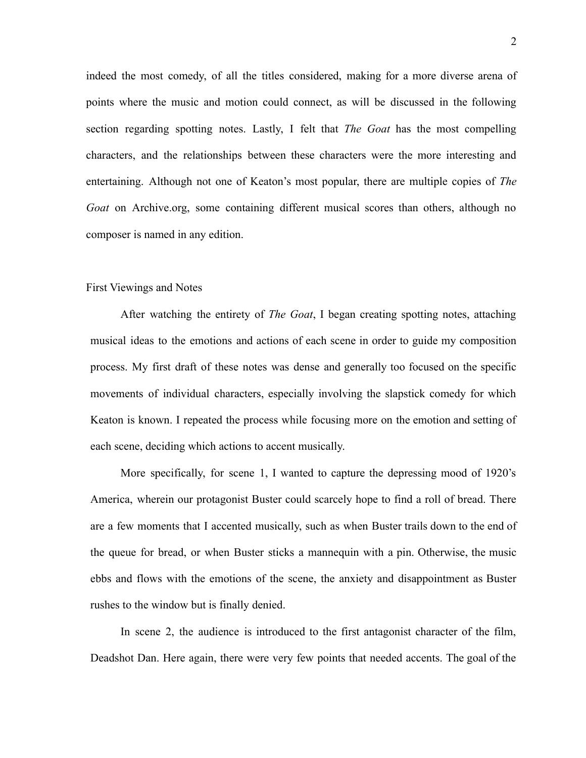indeed the most comedy, of all the titles considered, making for a more diverse arena of points where the music and motion could connect, as will be discussed in the following section regarding spotting notes. Lastly, I felt that *The Goat* has the most compelling characters, and the relationships between these characters were the more interesting and entertaining. Although not one of Keaton's most popular, there are multiple copies of *The Goat* on Archive.org, some containing different musical scores than others, although no composer is named in any edition.

## First Viewings and Notes

After watching the entirety of *The Goat*, I began creating spotting notes, attaching musical ideas to the emotions and actions of each scene in order to guide my composition process. My first draft of these notes was dense and generally too focused on the specific movements of individual characters, especially involving the slapstick comedy for which Keaton is known. I repeated the process while focusing more on the emotion and setting of each scene, deciding which actions to accent musically.

More specifically, for scene 1, I wanted to capture the depressing mood of 1920's America, wherein our protagonist Buster could scarcely hope to find a roll of bread. There are a few moments that I accented musically, such as when Buster trails down to the end of the queue for bread, or when Buster sticks a mannequin with a pin. Otherwise, the music ebbs and flows with the emotions of the scene, the anxiety and disappointment as Buster rushes to the window but is finally denied.

In scene 2, the audience is introduced to the first antagonist character of the film, Deadshot Dan. Here again, there were very few points that needed accents. The goal of the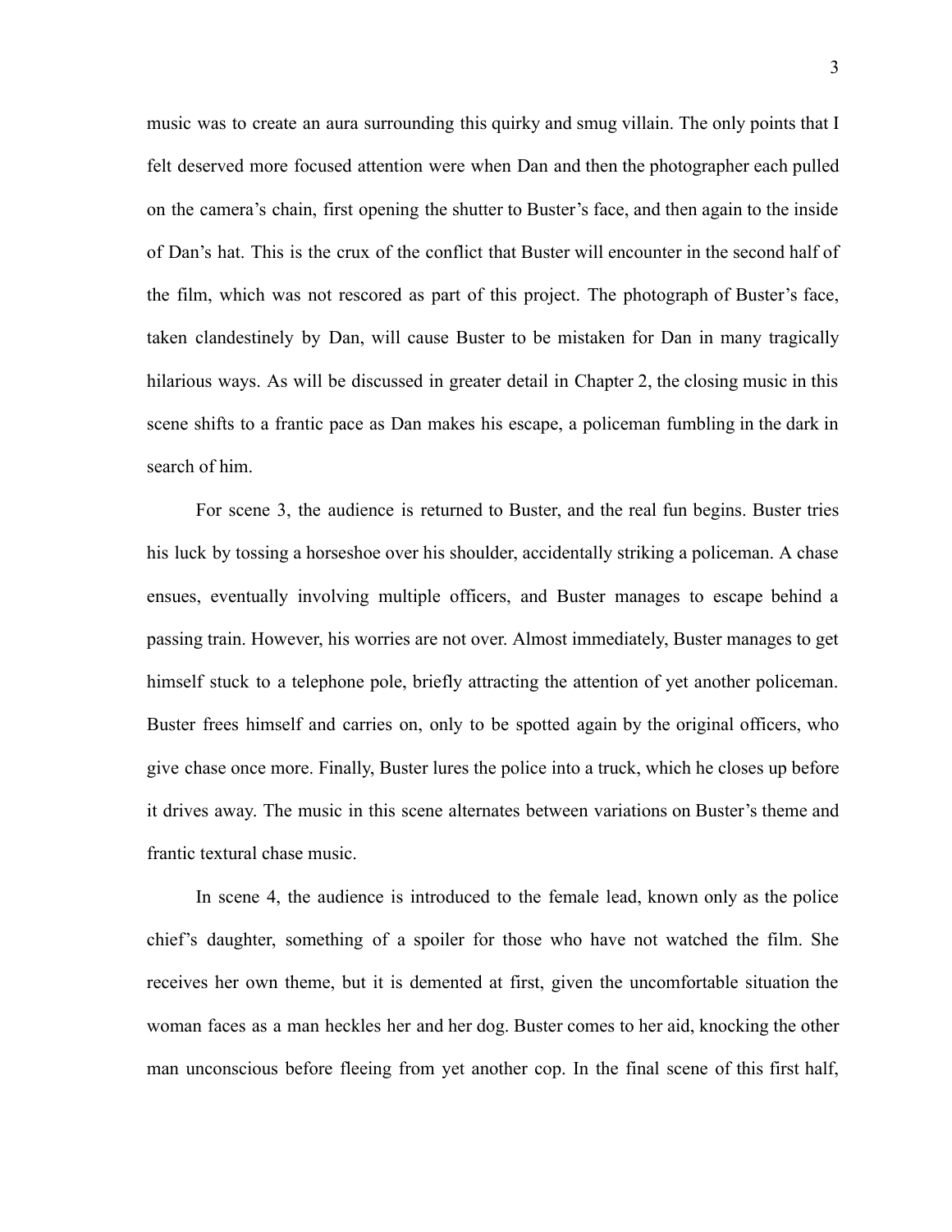music was to create an aura surrounding this quirky and smug villain. The only points that I felt deserved more focused attention were when Dan and then the photographer each pulled on the camera's chain, first opening the shutter to Buster's face, and then again to the inside of Dan's hat. This is the crux of the conflict that Buster will encounter in the second half of the film, which was not rescored as part of this project. The photograph of Buster's face, taken clandestinely by Dan, will cause Buster to be mistaken for Dan in many tragically hilarious ways. As will be discussed in greater detail in Chapter 2, the closing music in this scene shifts to a frantic pace as Dan makes his escape, a policeman fumbling in the dark in search of him.

For scene 3, the audience is returned to Buster, and the real fun begins. Buster tries his luck by tossing a horseshoe over his shoulder, accidentally striking a policeman. A chase ensues, eventually involving multiple officers, and Buster manages to escape behind a passing train. However, his worries are not over. Almost immediately, Buster manages to get himself stuck to a telephone pole, briefly attracting the attention of yet another policeman. Buster frees himself and carries on, only to be spotted again by the original officers, who give chase once more. Finally, Buster lures the police into a truck, which he closes up before it drives away. The music in this scene alternates between variations on Buster's theme and frantic textural chase music.

In scene 4, the audience is introduced to the female lead, known only as the police chief's daughter, something of a spoiler for those who have not watched the film. She receives her own theme, but it is demented at first, given the uncomfortable situation the woman faces as a man heckles her and her dog. Buster comes to her aid, knocking the other man unconscious before fleeing from yet another cop. In the final scene of this first half,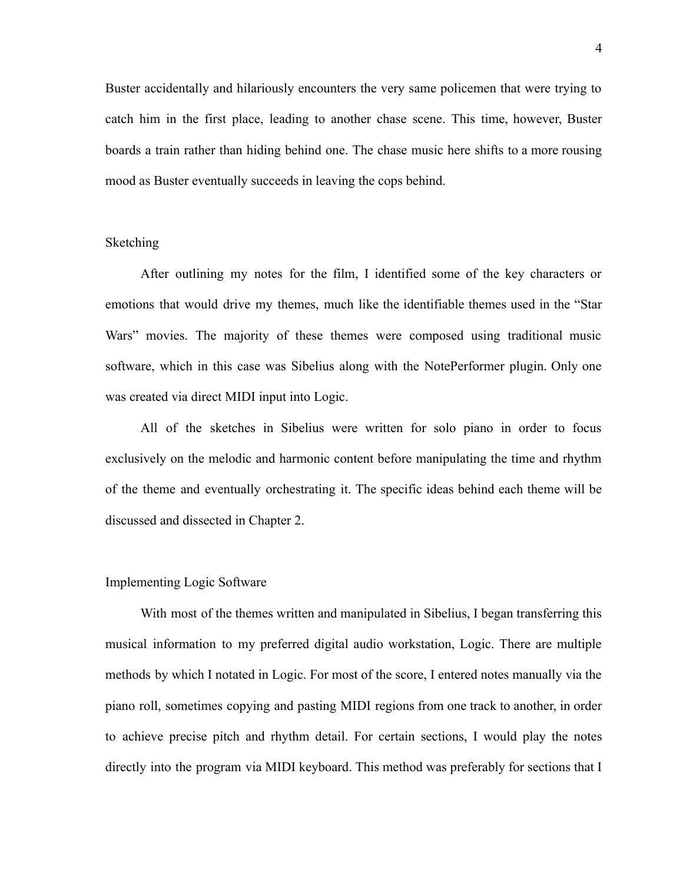Buster accidentally and hilariously encounters the very same policemen that were trying to catch him in the first place, leading to another chase scene. This time, however, Buster boards a train rather than hiding behind one. The chase music here shifts to a more rousing mood as Buster eventually succeeds in leaving the cops behind.

## Sketching

After outlining my notes for the film, I identified some of the key characters or emotions that would drive my themes, much like the identifiable themes used in the "Star Wars" movies. The majority of these themes were composed using traditional music software, which in this case was Sibelius along with the NotePerformer plugin. Only one was created via direct MIDI input into Logic.

All of the sketches in Sibelius were written for solo piano in order to focus exclusively on the melodic and harmonic content before manipulating the time and rhythm of the theme and eventually orchestrating it. The specific ideas behind each theme will be discussed and dissected in Chapter 2.

## Implementing Logic Software

With most of the themes written and manipulated in Sibelius, I began transferring this musical information to my preferred digital audio workstation, Logic. There are multiple methods by which I notated in Logic. For most of the score, I entered notes manually via the piano roll, sometimes copying and pasting MIDI regions from one track to another, in order to achieve precise pitch and rhythm detail. For certain sections, I would play the notes directly into the program via MIDI keyboard. This method was preferably for sections that I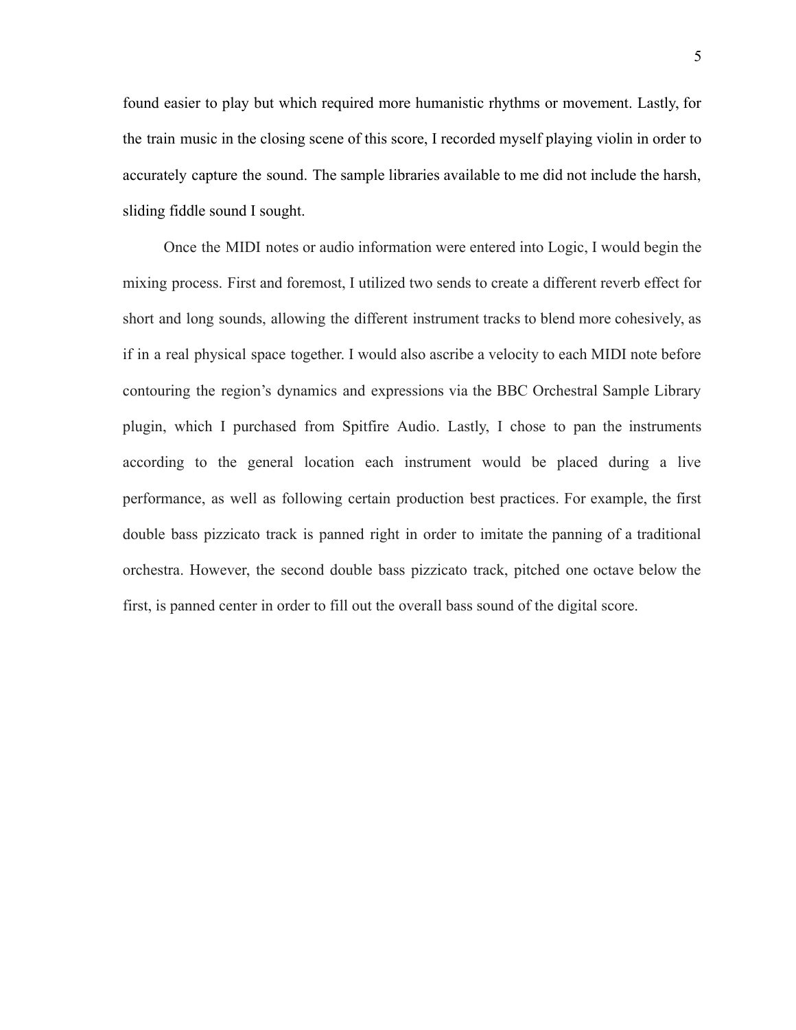found easier to play but which required more humanistic rhythms or movement. Lastly, for the train music in the closing scene of this score, I recorded myself playing violin in order to accurately capture the sound. The sample libraries available to me did not include the harsh, sliding fiddle sound I sought.

Once the MIDI notes or audio information were entered into Logic, I would begin the mixing process. First and foremost, I utilized two sends to create a different reverb effect for short and long sounds, allowing the different instrument tracks to blend more cohesively, as if in a real physical space together. I would also ascribe a velocity to each MIDI note before contouring the region's dynamics and expressions via the BBC Orchestral Sample Library plugin, which I purchased from Spitfire Audio. Lastly, I chose to pan the instruments according to the general location each instrument would be placed during a live performance, as well as following certain production best practices. For example, the first double bass pizzicato track is panned right in order to imitate the panning of a traditional orchestra. However, the second double bass pizzicato track, pitched one octave below the first, is panned center in order to fill out the overall bass sound of the digital score.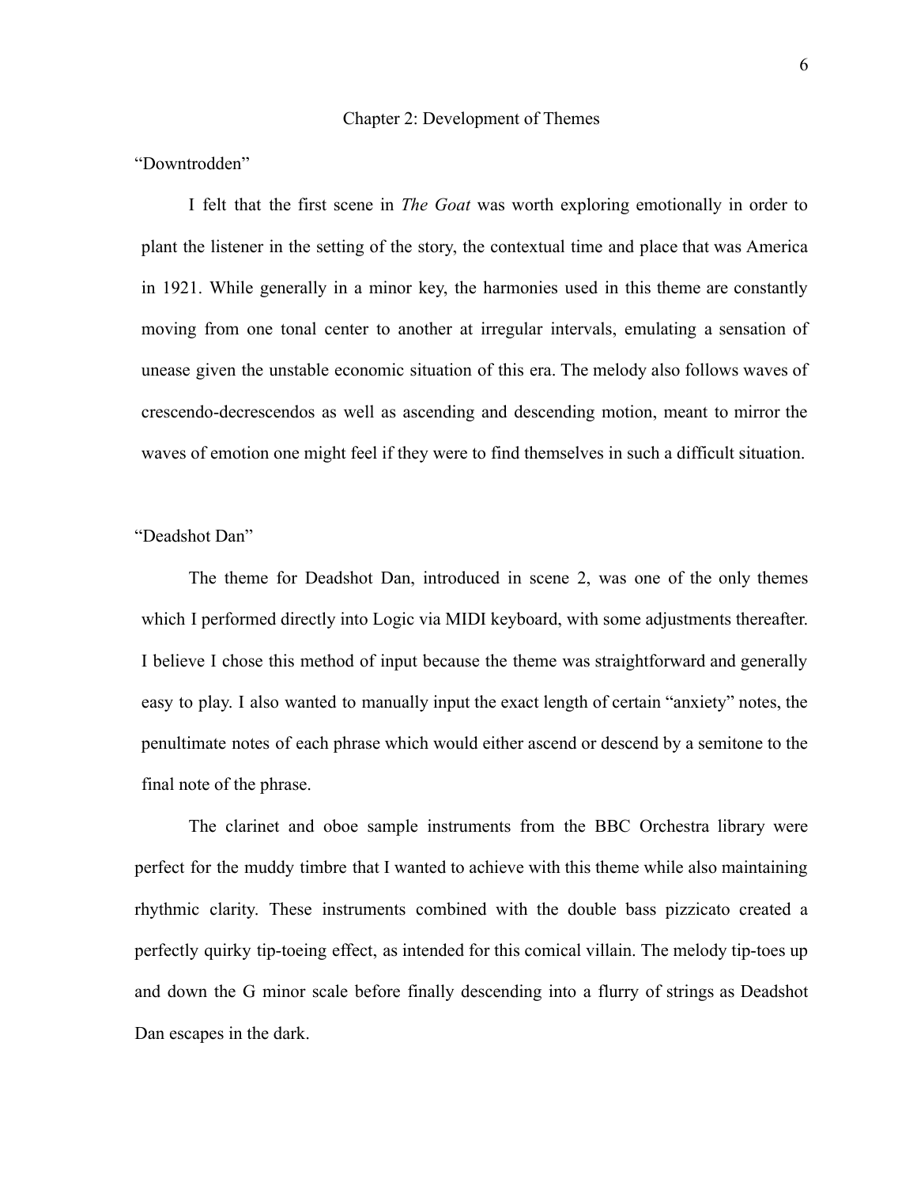## Chapter 2: Development of Themes

### "Downtrodden"

I felt that the first scene in *The Goat* was worth exploring emotionally in order to plant the listener in the setting of the story, the contextual time and place that was America in 1921. While generally in a minor key, the harmonies used in this theme are constantly moving from one tonal center to another at irregular intervals, emulating a sensation of unease given the unstable economic situation of this era. The melody also follows waves of crescendo-decrescendos as well as ascending and descending motion, meant to mirror the waves of emotion one might feel if they were to find themselves in such a difficult situation.

### "Deadshot Dan"

The theme for Deadshot Dan, introduced in scene 2, was one of the only themes which I performed directly into Logic via MIDI keyboard, with some adjustments thereafter. I believe I chose this method of input because the theme was straightforward and generally easy to play. I also wanted to manually input the exact length of certain "anxiety" notes, the penultimate notes of each phrase which would either ascend or descend by a semitone to the final note of the phrase.

The clarinet and oboe sample instruments from the BBC Orchestra library were perfect for the muddy timbre that I wanted to achieve with this theme while also maintaining rhythmic clarity. These instruments combined with the double bass pizzicato created a perfectly quirky tip-toeing effect, as intended for this comical villain. The melody tip-toes up and down the G minor scale before finally descending into a flurry of strings as Deadshot Dan escapes in the dark.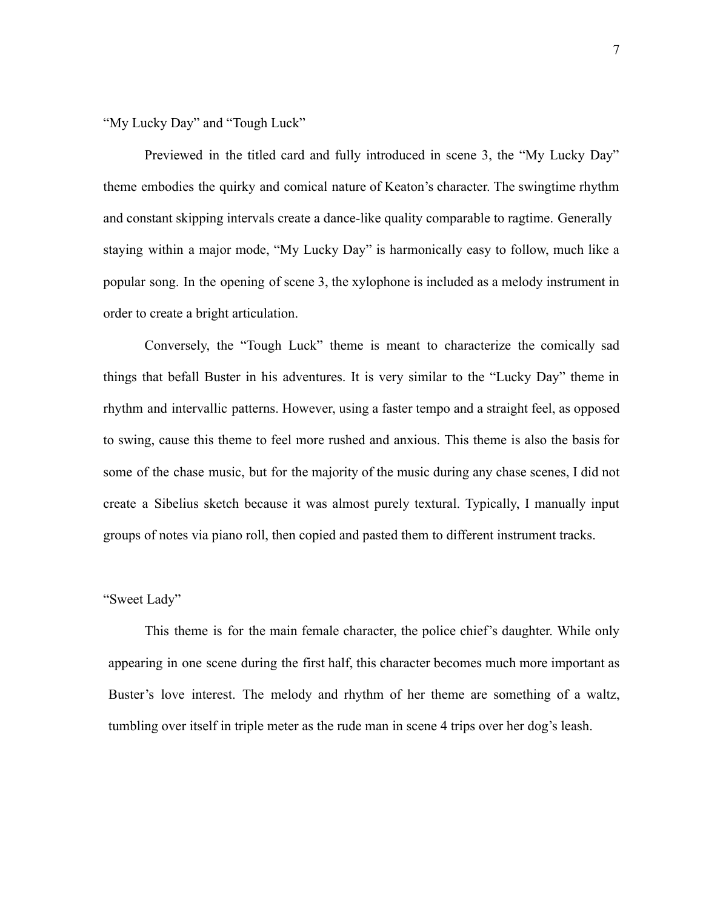### "My Lucky Day" and "Tough Luck"

Previewed in the titled card and fully introduced in scene 3, the "My Lucky Day" theme embodies the quirky and comical nature of Keaton's character. The swingtime rhythm and constant skipping intervals create a dance-like quality comparable to ragtime. Generally staying within a major mode, "My Lucky Day" is harmonically easy to follow, much like a popular song. In the opening of scene 3, the xylophone is included as a melody instrument in order to create a bright articulation.

Conversely, the "Tough Luck" theme is meant to characterize the comically sad things that befall Buster in his adventures. It is very similar to the "Lucky Day" theme in rhythm and intervallic patterns. However, using a faster tempo and a straight feel, as opposed to swing, cause this theme to feel more rushed and anxious. This theme is also the basis for some of the chase music, but for the majority of the music during any chase scenes, I did not create a Sibelius sketch because it was almost purely textural. Typically, I manually input groups of notes via piano roll, then copied and pasted them to different instrument tracks.

### "Sweet Lady"

This theme is for the main female character, the police chief's daughter. While only appearing in one scene during the first half, this character becomes much more important as Buster's love interest. The melody and rhythm of her theme are something of a waltz, tumbling over itself in triple meter as the rude man in scene 4 trips over her dog's leash.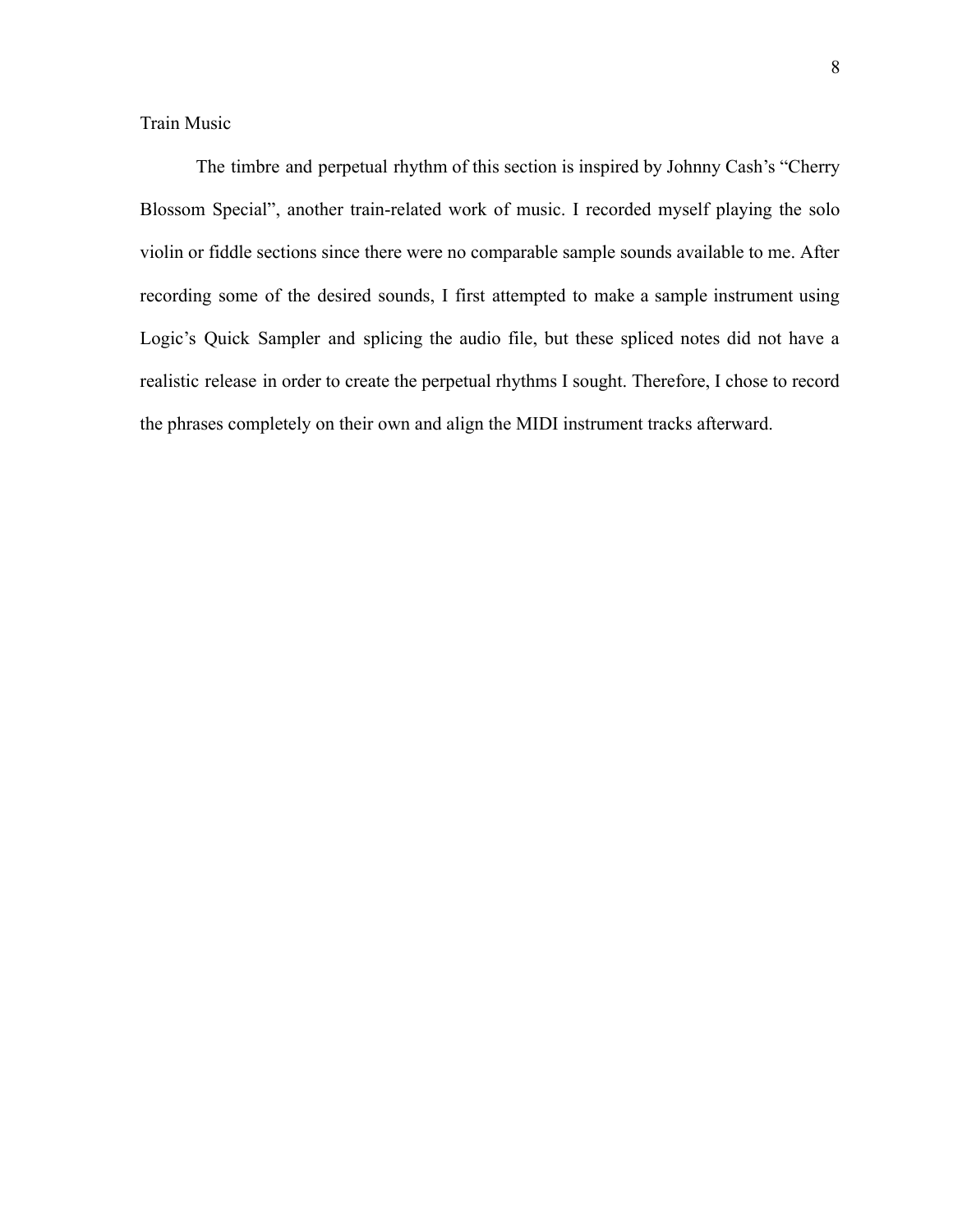## Train Music

The timbre and perpetual rhythm of this section is inspired by Johnny Cash's "Cherry Blossom Special", another train-related work of music. I recorded myself playing the solo violin or fiddle sections since there were no comparable sample sounds available to me. After recording some of the desired sounds, I first attempted to make a sample instrument using Logic's Quick Sampler and splicing the audio file, but these spliced notes did not have a realistic release in order to create the perpetual rhythms I sought. Therefore, I chose to record the phrases completely on their own and align the MIDI instrument tracks afterward.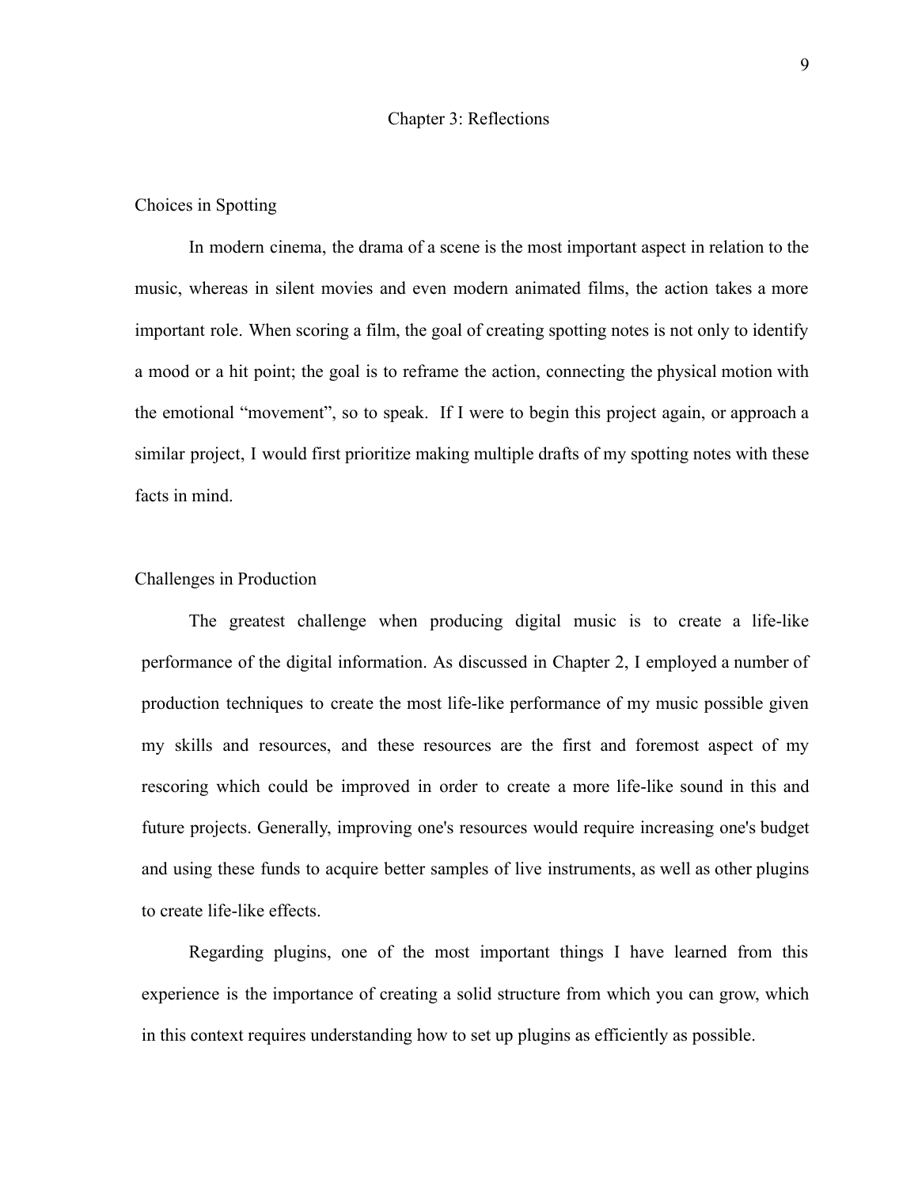# Chapter 3: Reflections

## Choices in Spotting

In modern cinema, the drama of a scene is the most important aspect in relation to the music, whereas in silent movies and even modern animated films, the action takes a more important role. When scoring a film, the goal of creating spotting notes is not only to identify a mood or a hit point; the goal is to reframe the action, connecting the physical motion with the emotional "movement", so to speak. If I were to begin this project again, or approach a similar project, I would first prioritize making multiple drafts of my spotting notes with these facts in mind.

## Challenges in Production

The greatest challenge when producing digital music is to create a life-like performance of the digital information. As discussed in Chapter 2, I employed a number of production techniques to create the most life-like performance of my music possible given my skills and resources, and these resources are the first and foremost aspect of my rescoring which could be improved in order to create a more life-like sound in this and future projects. Generally, improving one's resources would require increasing one's budget and using these funds to acquire better samples of live instruments, as well as other plugins to create life-like effects.

Regarding plugins, one of the most important things I have learned from this experience is the importance of creating a solid structure from which you can grow, which in this context requires understanding how to set up plugins as efficiently as possible.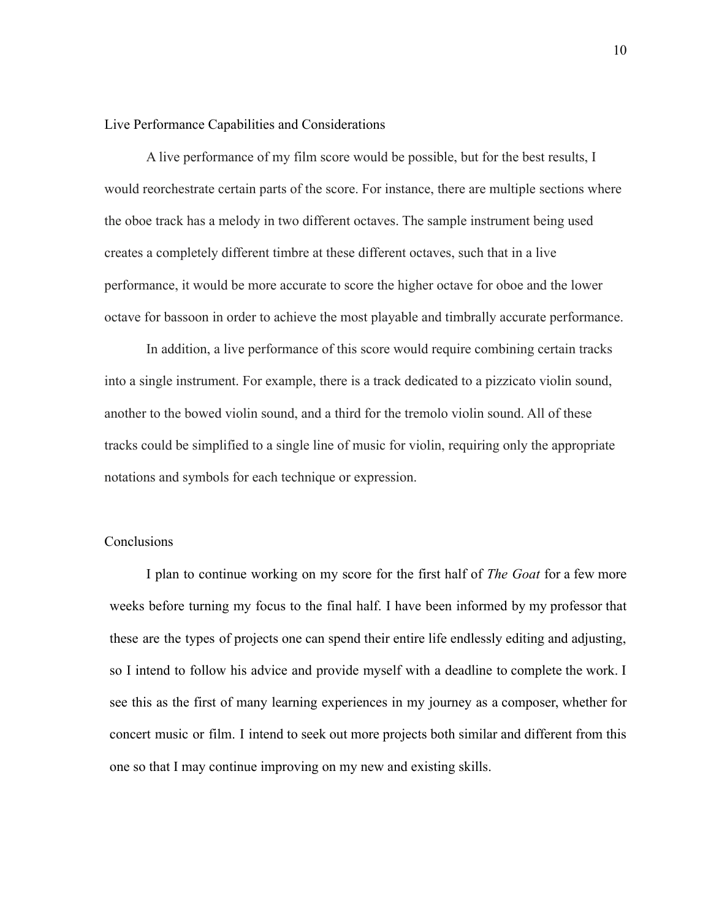## Live Performance Capabilities and Considerations

A live performance of my film score would be possible, but for the best results, I would reorchestrate certain parts of the score. For instance, there are multiple sections where the oboe track has a melody in two different octaves. The sample instrument being used creates a completely different timbre at these different octaves, such that in a live performance, it would be more accurate to score the higher octave for oboe and the lower octave for bassoon in order to achieve the most playable and timbrally accurate performance.

In addition, a live performance of this score would require combining certain tracks into a single instrument. For example, there is a track dedicated to a pizzicato violin sound, another to the bowed violin sound, and a third for the tremolo violin sound. All of these tracks could be simplified to a single line of music for violin, requiring only the appropriate notations and symbols for each technique or expression.

## Conclusions

I plan to continue working on my score for the first half of *The Goat* for a few more weeks before turning my focus to the final half. I have been informed by my professor that these are the types of projects one can spend their entire life endlessly editing and adjusting, so I intend to follow his advice and provide myself with a deadline to complete the work. I see this as the first of many learning experiences in my journey as a composer, whether for concert music or film. I intend to seek out more projects both similar and different from this one so that I may continue improving on my new and existing skills.